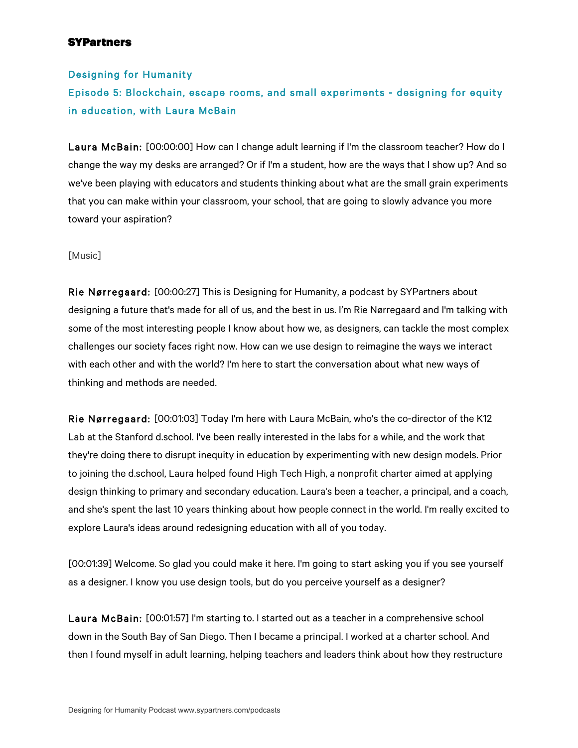**SYPartners**

## Designing for Humanity

## Episode 5: Blockchain, escape rooms, and small experiments - designing for equity in education, with Laura McBain

**Laura McBain:** [00:00:00] How can I change adult learning if I'm the classroom teacher? How do I change the way my desks are arranged? Or if I'm a student, how are the ways that I show up? And so we've been playing with educators and students thinking about what are the small grain experiments that you can make within your classroom, your school, that are going to slowly advance you more toward your aspiration?

[Music]

**Rie Nørregaard:** [00:00:27] This is Designing for Humanity, a podcast by SYPartners about designing a future that's made for all of us, and the best in us. I'm Rie Nørregaard and I'm talking with some of the most interesting people I know about how we, as designers, can tackle the most complex challenges our society faces right now. How can we use design to reimagine the ways we interact with each other and with the world? I'm here to start the conversation about what new ways of thinking and methods are needed.

**Rie Nørregaard:** [00:01:03] Today I'm here with Laura McBain, who's the co-director of the K12 Lab at the Stanford d.school. I've been really interested in the labs for a while, and the work that they're doing there to disrupt inequity in education by experimenting with new design models. Prior to joining the d.school, Laura helped found High Tech High, a nonprofit charter aimed at applying design thinking to primary and secondary education. Laura's been a teacher, a principal, and a coach, and she's spent the last 10 years thinking about how people connect in the world. I'm really excited to explore Laura's ideas around redesigning education with all of you today.

[00:01:39] Welcome. So glad you could make it here. I'm going to start asking you if you see yourself as a designer. I know you use design tools, but do you perceive yourself as a designer?

**Laura McBain:** [00:01:57] I'm starting to. I started out as a teacher in a comprehensive school down in the South Bay of San Diego. Then I became a principal. I worked at a charter school. And then I found myself in adult learning, helping teachers and leaders think about how they restructure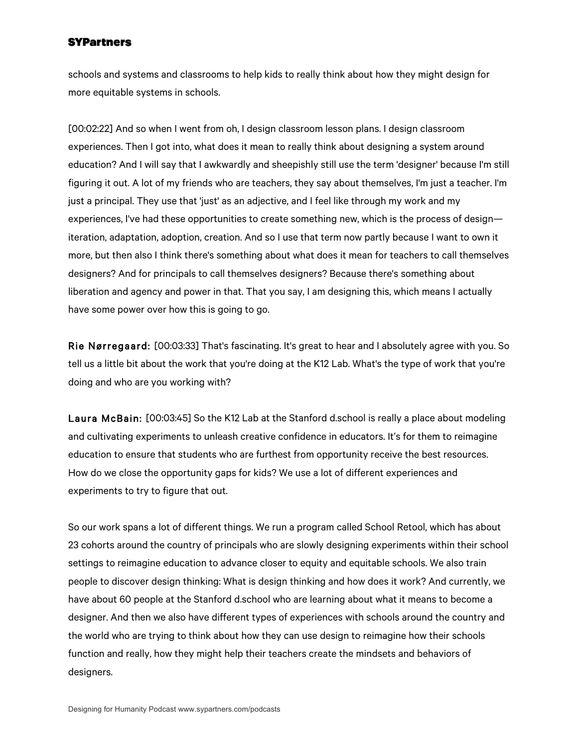schools and systems and classrooms to help kids to really think about how they might design for more equitable systems in schools.

[00:02:22] And so when I went from oh, I design classroom lesson plans. I design classroom experiences. Then I got into, what does it mean to really think about designing a system around education? And I will say that I awkwardly and sheepishly still use the term 'designer' because I'm still figuring it out. A lot of my friends who are teachers, they say about themselves, I'm just a teacher. I'm just a principal. They use that 'just' as an adjective, and I feel like through my work and my experiences, I've had these opportunities to create something new, which is the process of design—iteration, adaptation, adoption, creation. And so I use that term now partly because I want to own it more, but then also I think there's something about what does it mean for teachers to call themselves designers? And for principals to call themselves designers? Because there's something about liberation and agency and power in that. That you say, I am designing this, which means I actually have some power over how this is going to go.

**Rie Nørregaard:** [00:03:33] That's fascinating. It's great to hear and I absolutely agree with you. So tell us a little bit about the work that you're doing at the K12 Lab. What's the type of work that you're doing and who are you working with?

**Laura McBain:** [00:03:45] So the K12 Lab at the Stanford d.school is really a place about modeling and cultivating experiments to unleash creative confidence in educators. It's for them to reimagine education to ensure that students who are furthest from opportunity receive the best resources. How do we close the opportunity gaps for kids? We use a lot of different experiences and experiments to try to figure that out.

So our work spans a lot of different things. We run a program called School Retool, which has about 23 cohorts around the country of principals who are slowly designing experiments within their school settings to reimagine education to advance closer to equity and equitable schools. We also train people to discover design thinking: What is design thinking and how does it work? And currently, we have about 60 people at the Stanford d.school who are learning about what it means to become a designer. And then we also have different types of experiences with schools around the country and the world who are trying to think about how they can use design to reimagine how their schools function and really, how they might help their teachers create the mindsets and behaviors of designers.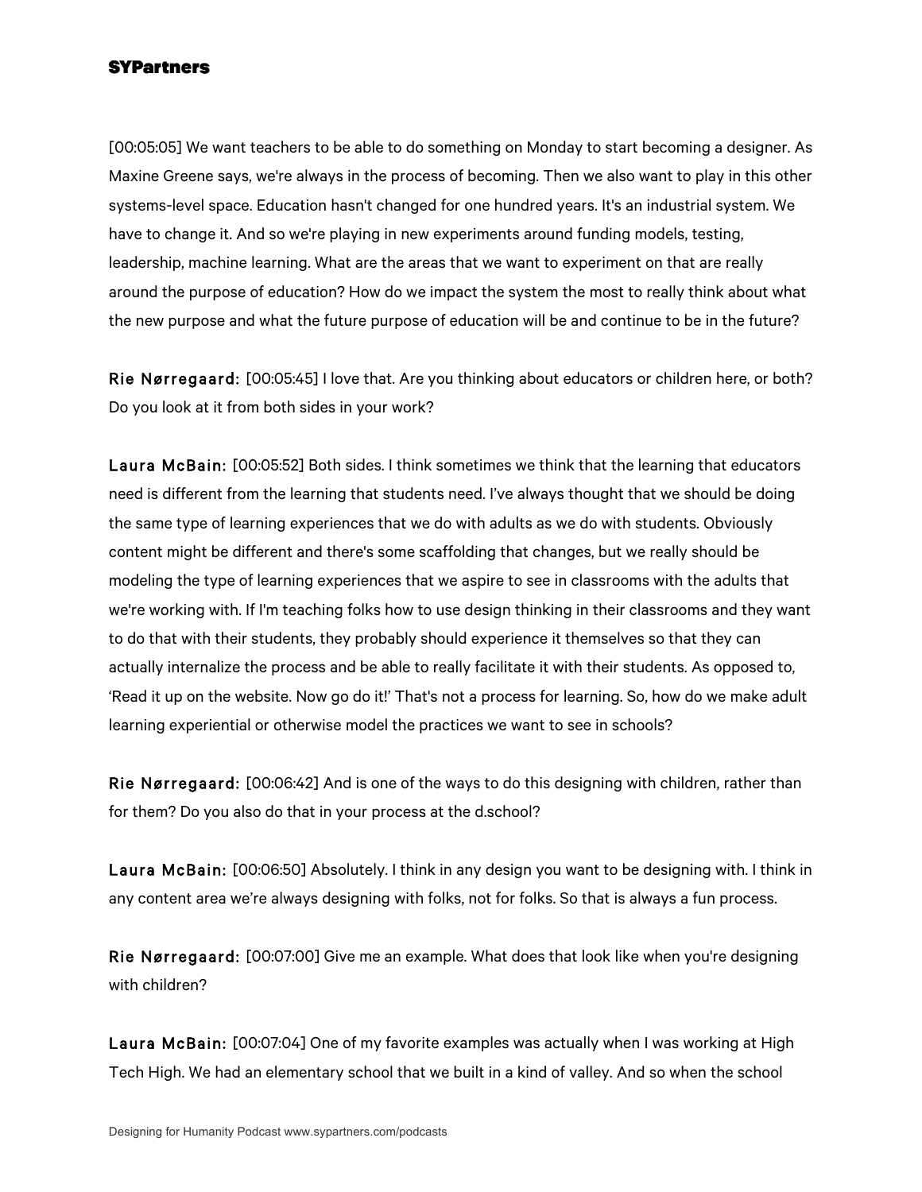[00:05:05] We want teachers to be able to do something on Monday to start becoming a designer. As Maxine Greene says, we're always in the process of becoming. Then we also want to play in this other systems-level space. Education hasn't changed for one hundred years. It's an industrial system. We have to change it. And so we're playing in new experiments around funding models, testing, leadership, machine learning. What are the areas that we want to experiment on that are really around the purpose of education? How do we impact the system the most to really think about what the new purpose and what the future purpose of education will be and continue to be in the future?

**Rie Nørregaard:** [00:05:45] I love that. Are you thinking about educators or children here, or both? Do you look at it from both sides in your work?

**Laura McBain:** [00:05:52] Both sides. I think sometimes we think that the learning that educators need is different from the learning that students need. I've always thought that we should be doing the same type of learning experiences that we do with adults as we do with students. Obviously content might be different and there's some scaffolding that changes, but we really should be modeling the type of learning experiences that we aspire to see in classrooms with the adults that we're working with. If I'm teaching folks how to use design thinking in their classrooms and they want to do that with their students, they probably should experience it themselves so that they can actually internalize the process and be able to really facilitate it with their students. As opposed to, 'Read it up on the website. Now go do it!' That's not a process for learning. So, how do we make adult learning experiential or otherwise model the practices we want to see in schools?

**Rie Nørregaard:** [00:06:42] And is one of the ways to do this designing with children, rather than for them? Do you also do that in your process at the d.school?

**Laura McBain:** [00:06:50] Absolutely. I think in any design you want to be designing with. I think in any content area we're always designing with folks, not for folks. So that is always a fun process.

**Rie Nørregaard:** [00:07:00] Give me an example. What does that look like when you're designing with children?

**Laura McBain:** [00:07:04] One of my favorite examples was actually when I was working at High Tech High. We had an elementary school that we built in a kind of valley. And so when the school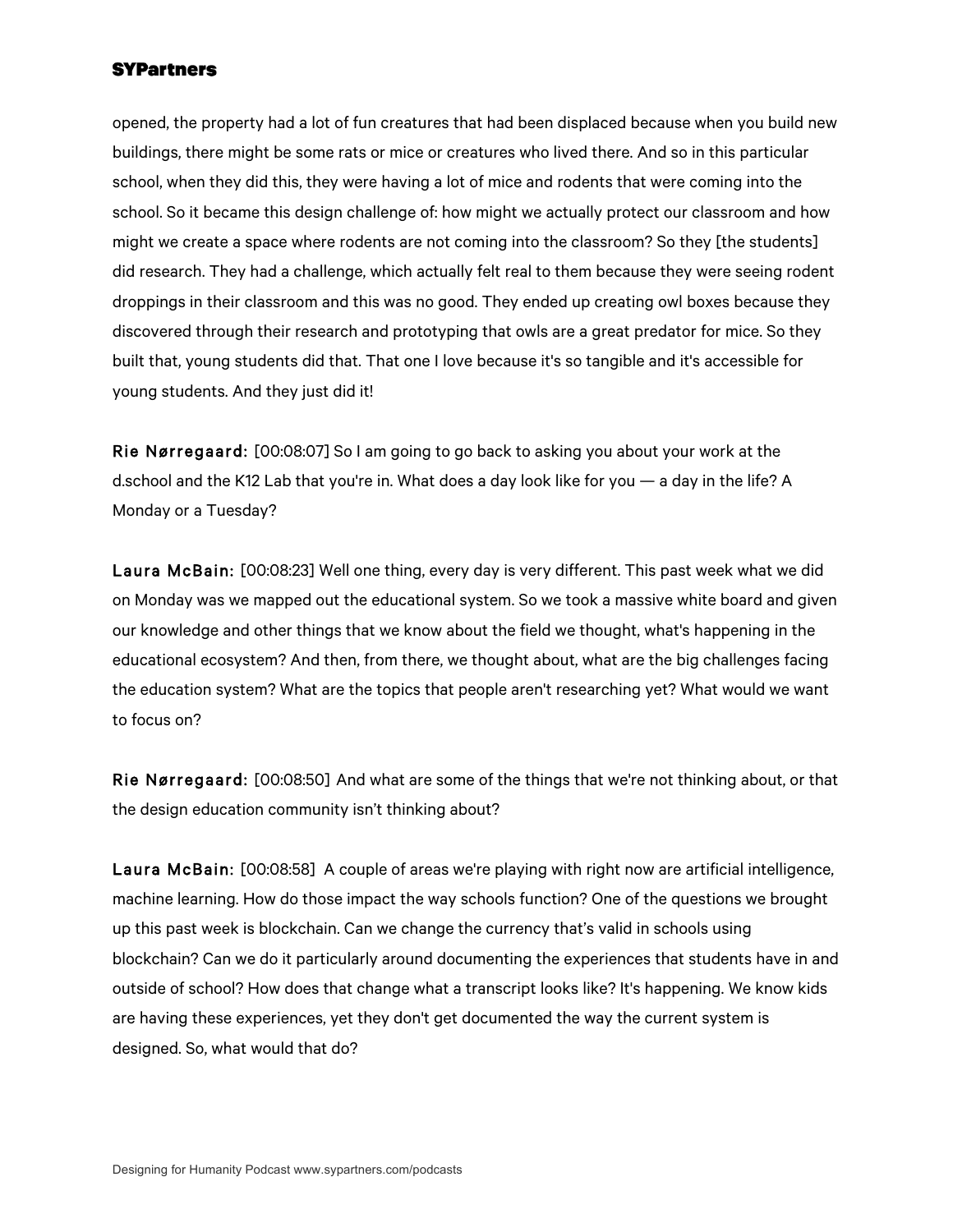opened, the property had a lot of fun creatures that had been displaced because when you build new buildings, there might be some rats or mice or creatures who lived there. And so in this particular school, when they did this, they were having a lot of mice and rodents that were coming into the school. So it became this design challenge of: how might we actually protect our classroom and how might we create a space where rodents are not coming into the classroom? So they [the students] did research. They had a challenge, which actually felt real to them because they were seeing rodent droppings in their classroom and this was no good. They ended up creating owl boxes because they discovered through their research and prototyping that owls are a great predator for mice. So they built that, young students did that. That one I love because it's so tangible and it's accessible for young students. And they just did it!

**Rie Nørregaard:** [00:08:07] So I am going to go back to asking you about your work at the d.school and the K12 Lab that you're in. What does a day look like for you — a day in the life? A Monday or a Tuesday?

**Laura McBain:** [00:08:23] Well one thing, every day is very different. This past week what we did on Monday was we mapped out the educational system. So we took a massive white board and given our knowledge and other things that we know about the field we thought, what's happening in the educational ecosystem? And then, from there, we thought about, what are the big challenges facing the education system? What are the topics that people aren't researching yet? What would we want to focus on?

**Rie Nørregaard:** [00:08:50] And what are some of the things that we're not thinking about, or that the design education community isn't thinking about?

**Laura McBain:** [00:08:58] A couple of areas we're playing with right now are artificial intelligence, machine learning. How do those impact the way schools function? One of the questions we brought up this past week is blockchain. Can we change the currency that's valid in schools using blockchain? Can we do it particularly around documenting the experiences that students have in and outside of school? How does that change what a transcript looks like? It's happening. We know kids are having these experiences, yet they don't get documented the way the current system is designed. So, what would that do?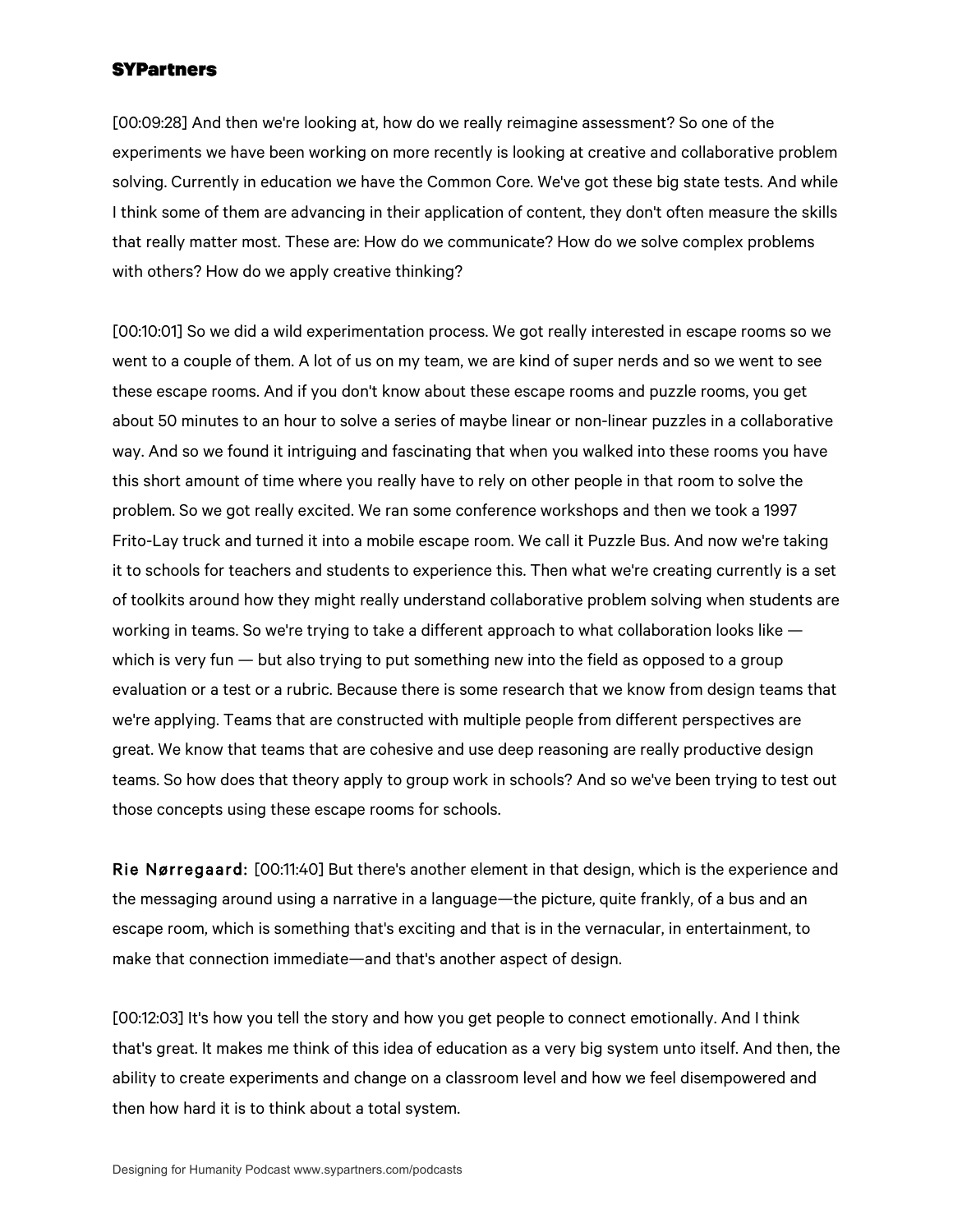[00:09:28] And then we're looking at, how do we really reimagine assessment? So one of the experiments we have been working on more recently is looking at creative and collaborative problem solving. Currently in education we have the Common Core. We've got these big state tests. And while I think some of them are advancing in their application of content, they don't often measure the skills that really matter most. These are: How do we communicate? How do we solve complex problems with others? How do we apply creative thinking?

[00:10:01] So we did a wild experimentation process. We got really interested in escape rooms so we went to a couple of them. A lot of us on my team, we are kind of super nerds and so we went to see these escape rooms. And if you don't know about these escape rooms and puzzle rooms, you get about 50 minutes to an hour to solve a series of maybe linear or non-linear puzzles in a collaborative way. And so we found it intriguing and fascinating that when you walked into these rooms you have this short amount of time where you really have to rely on other people in that room to solve the problem. So we got really excited. We ran some conference workshops and then we took a 1997 Frito-Lay truck and turned it into a mobile escape room. We call it Puzzle Bus. And now we're taking it to schools for teachers and students to experience this. Then what we're creating currently is a set of toolkits around how they might really understand collaborative problem solving when students are working in teams. So we're trying to take a different approach to what collaboration looks like — which is very fun — but also trying to put something new into the field as opposed to a group evaluation or a test or a rubric. Because there is some research that we know from design teams that we're applying. Teams that are constructed with multiple people from different perspectives are great. We know that teams that are cohesive and use deep reasoning are really productive design teams. So how does that theory apply to group work in schools? And so we've been trying to test out those concepts using these escape rooms for schools.

**Rie Nørregaard:** [00:11:40] But there's another element in that design, which is the experience and the messaging around using a narrative in a language—the picture, quite frankly, of a bus and an escape room, which is something that's exciting and that is in the vernacular, in entertainment, to make that connection immediate—and that's another aspect of design.

[00:12:03] It's how you tell the story and how you get people to connect emotionally. And I think that's great. It makes me think of this idea of education as a very big system unto itself. And then, the ability to create experiments and change on a classroom level and how we feel disempowered and then how hard it is to think about a total system.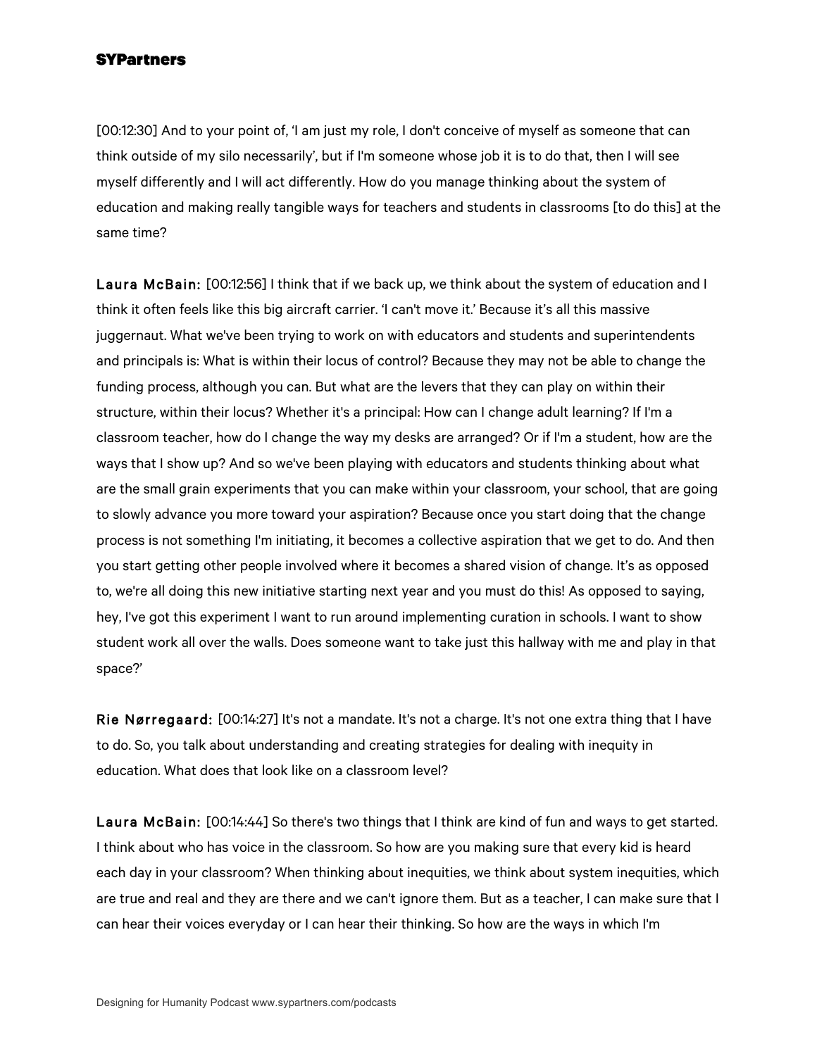[00:12:30] And to your point of, 'I am just my role, I don't conceive of myself as someone that can think outside of my silo necessarily', but if I'm someone whose job it is to do that, then I will see myself differently and I will act differently. How do you manage thinking about the system of education and making really tangible ways for teachers and students in classrooms [to do this] at the same time?

**Laura McBain:** [00:12:56] I think that if we back up, we think about the system of education and I think it often feels like this big aircraft carrier. 'I can't move it.' Because it's all this massive juggernaut. What we've been trying to work on with educators and students and superintendents and principals is: What is within their locus of control? Because they may not be able to change the funding process, although you can. But what are the levers that they can play on within their structure, within their locus? Whether it's a principal: How can I change adult learning? If I'm a classroom teacher, how do I change the way my desks are arranged? Or if I'm a student, how are the ways that I show up? And so we've been playing with educators and students thinking about what are the small grain experiments that you can make within your classroom, your school, that are going to slowly advance you more toward your aspiration? Because once you start doing that the change process is not something I'm initiating, it becomes a collective aspiration that we get to do. And then you start getting other people involved where it becomes a shared vision of change. It's as opposed to, we're all doing this new initiative starting next year and you must do this! As opposed to saying, hey, I've got this experiment I want to run around implementing curation in schools. I want to show student work all over the walls. Does someone want to take just this hallway with me and play in that space?'

**Rie Nørregaard:** [00:14:27] It's not a mandate. It's not a charge. It's not one extra thing that I have to do. So, you talk about understanding and creating strategies for dealing with inequity in education. What does that look like on a classroom level?

**Laura McBain:** [00:14:44] So there's two things that I think are kind of fun and ways to get started. I think about who has voice in the classroom. So how are you making sure that every kid is heard each day in your classroom? When thinking about inequities, we think about system inequities, which are true and real and they are there and we can't ignore them. But as a teacher, I can make sure that I can hear their voices everyday or I can hear their thinking. So how are the ways in which I'm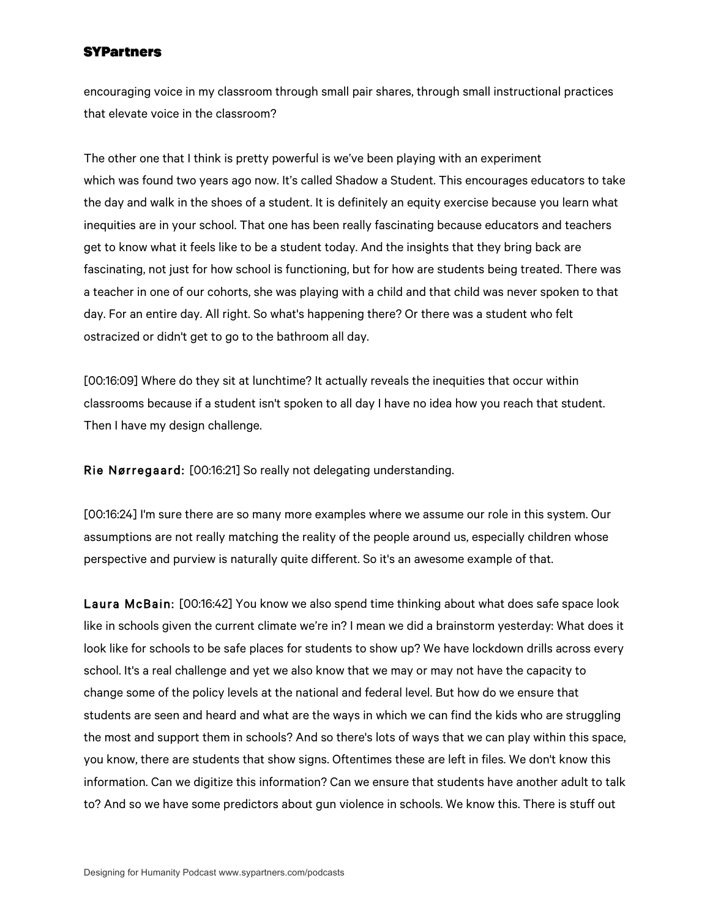encouraging voice in my classroom through small pair shares, through small instructional practices that elevate voice in the classroom?

The other one that I think is pretty powerful is we've been playing with an experiment which was found two years ago now. It's called Shadow a Student. This encourages educators to take the day and walk in the shoes of a student. It is definitely an equity exercise because you learn what inequities are in your school. That one has been really fascinating because educators and teachers get to know what it feels like to be a student today. And the insights that they bring back are fascinating, not just for how school is functioning, but for how are students being treated. There was a teacher in one of our cohorts, she was playing with a child and that child was never spoken to that day. For an entire day. All right. So what's happening there? Or there was a student who felt ostracized or didn't get to go to the bathroom all day.

[00:16:09] Where do they sit at lunchtime? It actually reveals the inequities that occur within classrooms because if a student isn't spoken to all day I have no idea how you reach that student. Then I have my design challenge.

**Rie Nørregaard:** [00:16:21] So really not delegating understanding.

[00:16:24] I'm sure there are so many more examples where we assume our role in this system. Our assumptions are not really matching the reality of the people around us, especially children whose perspective and purview is naturally quite different. So it's an awesome example of that.

**Laura McBain:** [00:16:42] You know we also spend time thinking about what does safe space look like in schools given the current climate we're in? I mean we did a brainstorm yesterday: What does it look like for schools to be safe places for students to show up? We have lockdown drills across every school. It's a real challenge and yet we also know that we may or may not have the capacity to change some of the policy levels at the national and federal level. But how do we ensure that students are seen and heard and what are the ways in which we can find the kids who are struggling the most and support them in schools? And so there's lots of ways that we can play within this space, you know, there are students that show signs. Oftentimes these are left in files. We don't know this information. Can we digitize this information? Can we ensure that students have another adult to talk to? And so we have some predictors about gun violence in schools. We know this. There is stuff out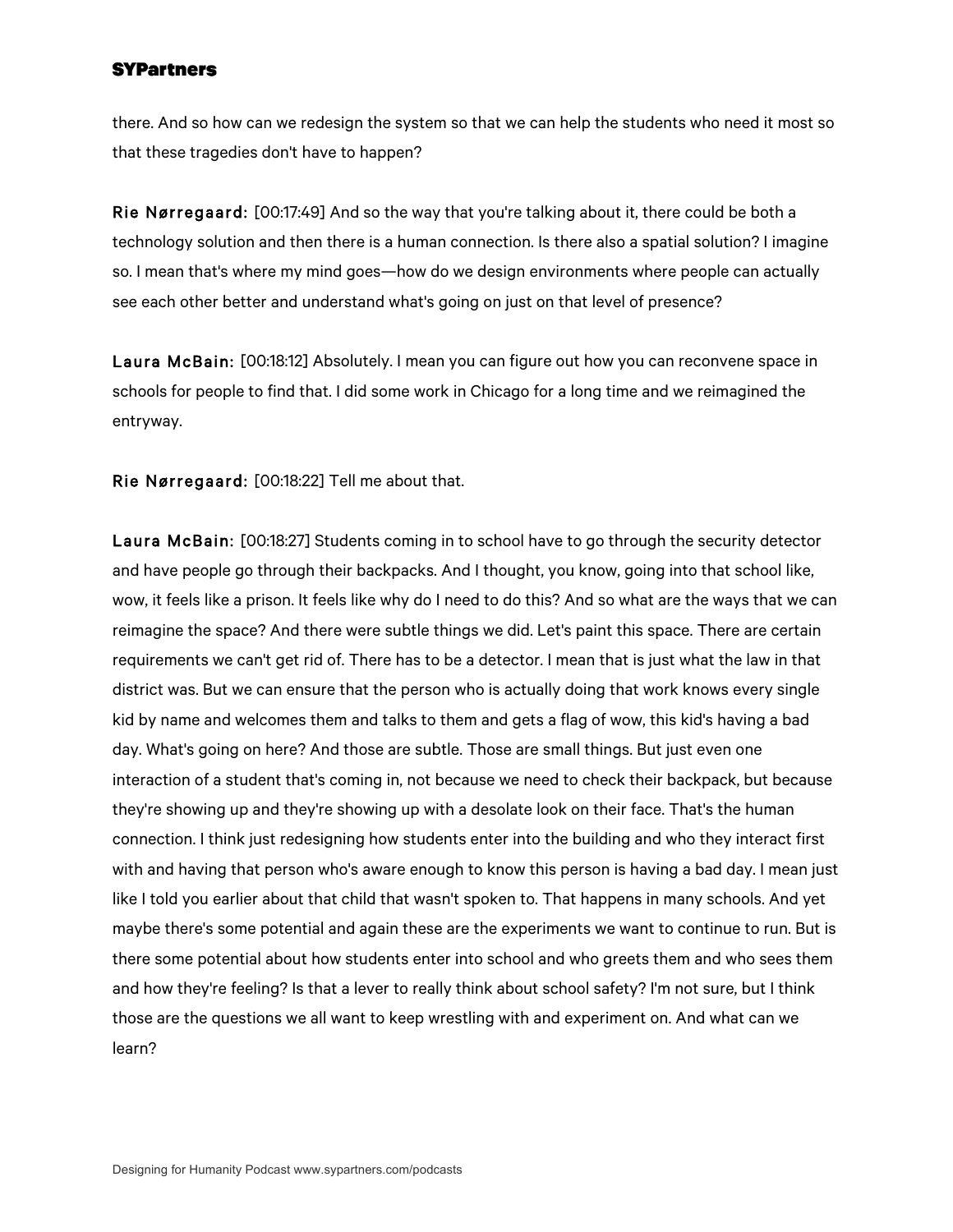there. And so how can we redesign the system so that we can help the students who need it most so that these tragedies don't have to happen?

**Rie Nørregaard:** [00:17:49] And so the way that you're talking about it, there could be both a technology solution and then there is a human connection. Is there also a spatial solution? I imagine so. I mean that's where my mind goes—how do we design environments where people can actually see each other better and understand what's going on just on that level of presence?

**Laura McBain:** [00:18:12] Absolutely. I mean you can figure out how you can reconvene space in schools for people to find that. I did some work in Chicago for a long time and we reimagined the entryway.

**Rie Nørregaard:** [00:18:22] Tell me about that.

**Laura McBain:** [00:18:27] Students coming in to school have to go through the security detector and have people go through their backpacks. And I thought, you know, going into that school like, wow, it feels like a prison. It feels like why do I need to do this? And so what are the ways that we can reimagine the space? And there were subtle things we did. Let's paint this space. There are certain requirements we can't get rid of. There has to be a detector. I mean that is just what the law in that district was. But we can ensure that the person who is actually doing that work knows every single kid by name and welcomes them and talks to them and gets a flag of wow, this kid's having a bad day. What's going on here? And those are subtle. Those are small things. But just even one interaction of a student that's coming in, not because we need to check their backpack, but because they're showing up and they're showing up with a desolate look on their face. That's the human connection. I think just redesigning how students enter into the building and who they interact first with and having that person who's aware enough to know this person is having a bad day. I mean just like I told you earlier about that child that wasn't spoken to. That happens in many schools. And yet maybe there's some potential and again these are the experiments we want to continue to run. But is there some potential about how students enter into school and who greets them and who sees them and how they're feeling? Is that a lever to really think about school safety? I'm not sure, but I think those are the questions we all want to keep wrestling with and experiment on. And what can we learn?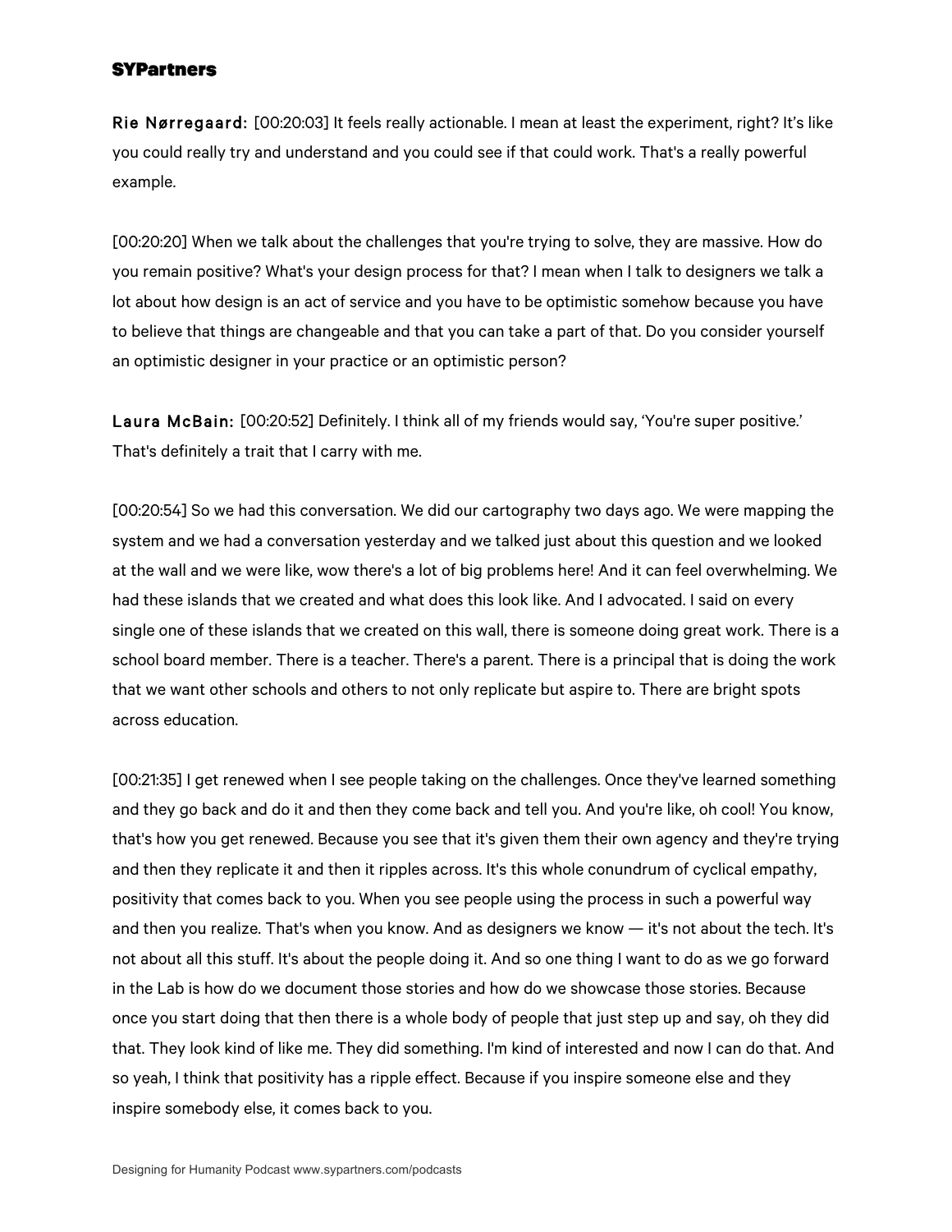**Rie Nørregaard:** [00:20:03] It feels really actionable. I mean at least the experiment, right? It's like you could really try and understand and you could see if that could work. That's a really powerful example.

[00:20:20] When we talk about the challenges that you're trying to solve, they are massive. How do you remain positive? What's your design process for that? I mean when I talk to designers we talk a lot about how design is an act of service and you have to be optimistic somehow because you have to believe that things are changeable and that you can take a part of that. Do you consider yourself an optimistic designer in your practice or an optimistic person?

**Laura McBain:** [00:20:52] Definitely. I think all of my friends would say, 'You're super positive.' That's definitely a trait that I carry with me.

[00:20:54] So we had this conversation. We did our cartography two days ago. We were mapping the system and we had a conversation yesterday and we talked just about this question and we looked at the wall and we were like, wow there's a lot of big problems here! And it can feel overwhelming. We had these islands that we created and what does this look like. And I advocated. I said on every single one of these islands that we created on this wall, there is someone doing great work. There is a school board member. There is a teacher. There's a parent. There is a principal that is doing the work that we want other schools and others to not only replicate but aspire to. There are bright spots across education.

[00:21:35] I get renewed when I see people taking on the challenges. Once they've learned something and they go back and do it and then they come back and tell you. And you're like, oh cool! You know, that's how you get renewed. Because you see that it's given them their own agency and they're trying and then they replicate it and then it ripples across. It's this whole conundrum of cyclical empathy, positivity that comes back to you. When you see people using the process in such a powerful way and then you realize. That's when you know. And as designers we know — it's not about the tech. It's not about all this stuff. It's about the people doing it. And so one thing I want to do as we go forward in the Lab is how do we document those stories and how do we showcase those stories. Because once you start doing that then there is a whole body of people that just step up and say, oh they did that. They look kind of like me. They did something. I'm kind of interested and now I can do that. And so yeah, I think that positivity has a ripple effect. Because if you inspire someone else and they inspire somebody else, it comes back to you.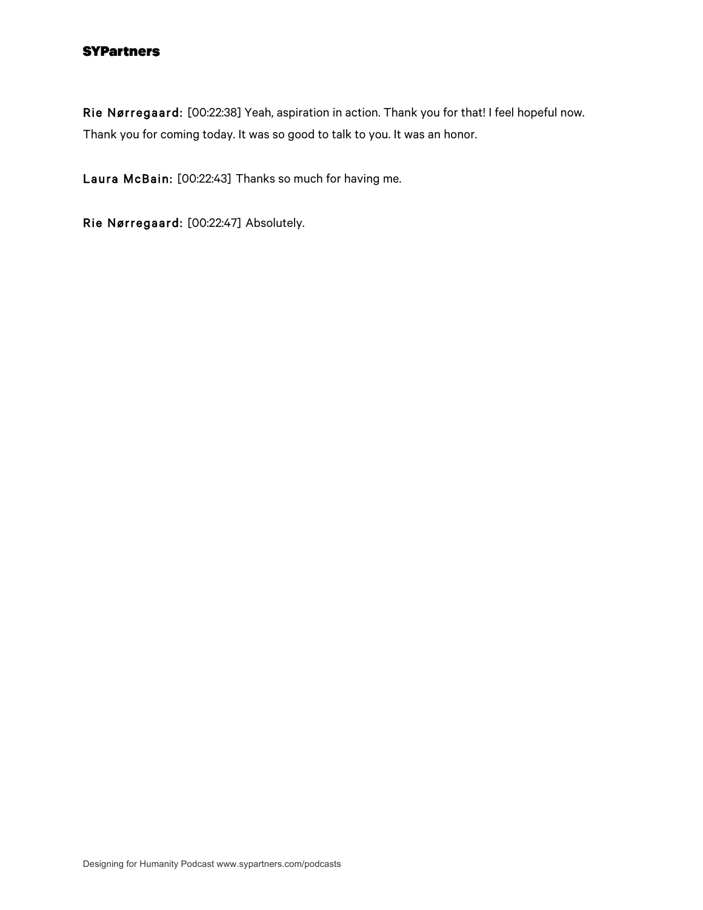**Rie Nørregaard:** [00:22:38] Yeah, aspiration in action. Thank you for that! I feel hopeful now. Thank you for coming today. It was so good to talk to you. It was an honor.

**Laura McBain:** [00:22:43] Thanks so much for having me.

**Rie Nørregaard:** [00:22:47] Absolutely.